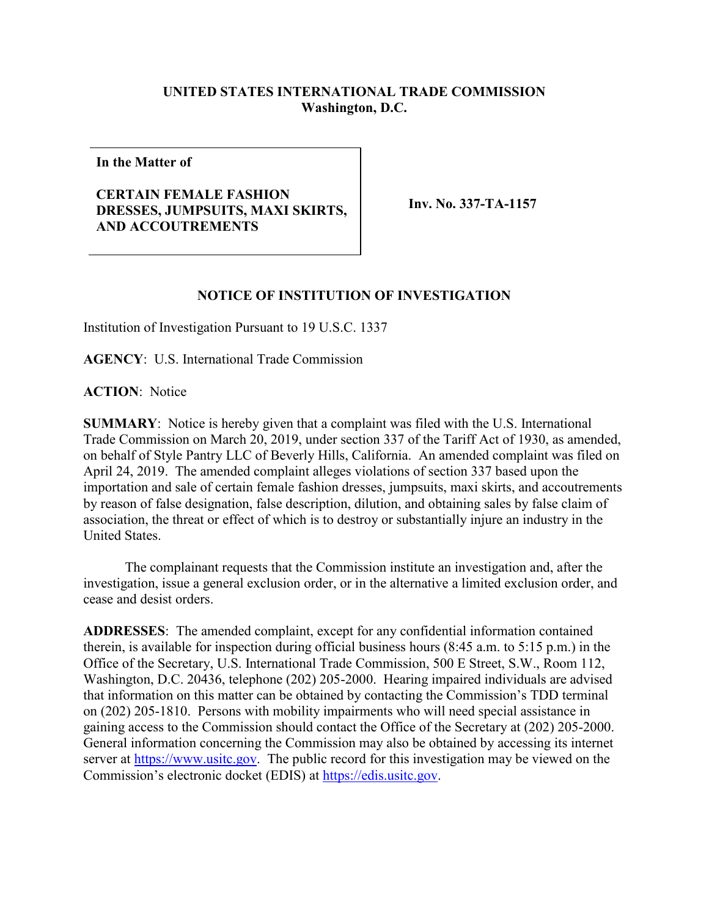**UNITED STATES INTERNATIONAL TRADE COMMISSION**
**Washington, D.C.**

| In the Matter of<br><br>**CERTAIN FEMALE FASHION DRESSES, JUMPSUITS, MAXI SKIRTS, AND ACCOUTREMENTS** | **Inv. No. 337-TA-1157** |
|---|---|

## NOTICE OF INSTITUTION OF INVESTIGATION

Institution of Investigation Pursuant to 19 U.S.C. 1337

**AGENCY**: U.S. International Trade Commission

**ACTION**: Notice

**SUMMARY**: Notice is hereby given that a complaint was filed with the U.S. International Trade Commission on March 20, 2019, under section 337 of the Tariff Act of 1930, as amended, on behalf of Style Pantry LLC of Beverly Hills, California. An amended complaint was filed on April 24, 2019. The amended complaint alleges violations of section 337 based upon the importation and sale of certain female fashion dresses, jumpsuits, maxi skirts, and accoutrements by reason of false designation, false description, dilution, and obtaining sales by false claim of association, the threat or effect of which is to destroy or substantially injure an industry in the United States.

The complainant requests that the Commission institute an investigation and, after the investigation, issue a general exclusion order, or in the alternative a limited exclusion order, and cease and desist orders.

**ADDRESSES**: The amended complaint, except for any confidential information contained therein, is available for inspection during official business hours (8:45 a.m. to 5:15 p.m.) in the Office of the Secretary, U.S. International Trade Commission, 500 E Street, S.W., Room 112, Washington, D.C. 20436, telephone (202) 205-2000. Hearing impaired individuals are advised that information on this matter can be obtained by contacting the Commission's TDD terminal on (202) 205-1810. Persons with mobility impairments who will need special assistance in gaining access to the Commission should contact the Office of the Secretary at (202) 205-2000. General information concerning the Commission may also be obtained by accessing its internet server at https://www.usitc.gov. The public record for this investigation may be viewed on the Commission's electronic docket (EDIS) at https://edis.usitc.gov.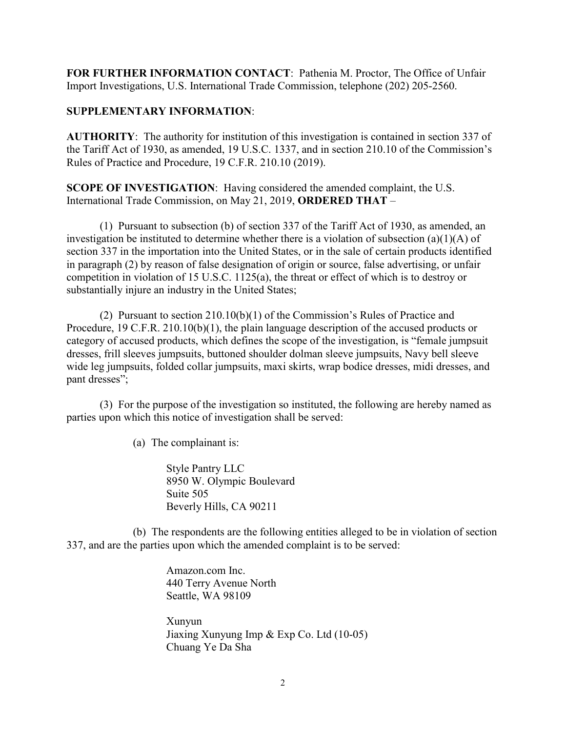**FOR FURTHER INFORMATION CONTACT**: Pathenia M. Proctor, The Office of Unfair Import Investigations, U.S. International Trade Commission, telephone (202) 205-2560.

**SUPPLEMENTARY INFORMATION**:

**AUTHORITY**: The authority for institution of this investigation is contained in section 337 of the Tariff Act of 1930, as amended, 19 U.S.C. 1337, and in section 210.10 of the Commission's Rules of Practice and Procedure, 19 C.F.R. 210.10 (2019).

**SCOPE OF INVESTIGATION**: Having considered the amended complaint, the U.S. International Trade Commission, on May 21, 2019, **ORDERED THAT** –

(1) Pursuant to subsection (b) of section 337 of the Tariff Act of 1930, as amended, an investigation be instituted to determine whether there is a violation of subsection (a)(1)(A) of section 337 in the importation into the United States, or in the sale of certain products identified in paragraph (2) by reason of false designation of origin or source, false advertising, or unfair competition in violation of 15 U.S.C. 1125(a), the threat or effect of which is to destroy or substantially injure an industry in the United States;

(2) Pursuant to section 210.10(b)(1) of the Commission's Rules of Practice and Procedure, 19 C.F.R. 210.10(b)(1), the plain language description of the accused products or category of accused products, which defines the scope of the investigation, is "female jumpsuit dresses, frill sleeves jumpsuits, buttoned shoulder dolman sleeve jumpsuits, Navy bell sleeve wide leg jumpsuits, folded collar jumpsuits, maxi skirts, wrap bodice dresses, midi dresses, and pant dresses";

(3) For the purpose of the investigation so instituted, the following are hereby named as parties upon which this notice of investigation shall be served:

(a) The complainant is:

Style Pantry LLC
8950 W. Olympic Boulevard
Suite 505
Beverly Hills, CA 90211

(b) The respondents are the following entities alleged to be in violation of section 337, and are the parties upon which the amended complaint is to be served:

Amazon.com Inc.
440 Terry Avenue North
Seattle, WA 98109

Xunyun
Jiaxing Xunyung Imp & Exp Co. Ltd (10-05)
Chuang Ye Da Sha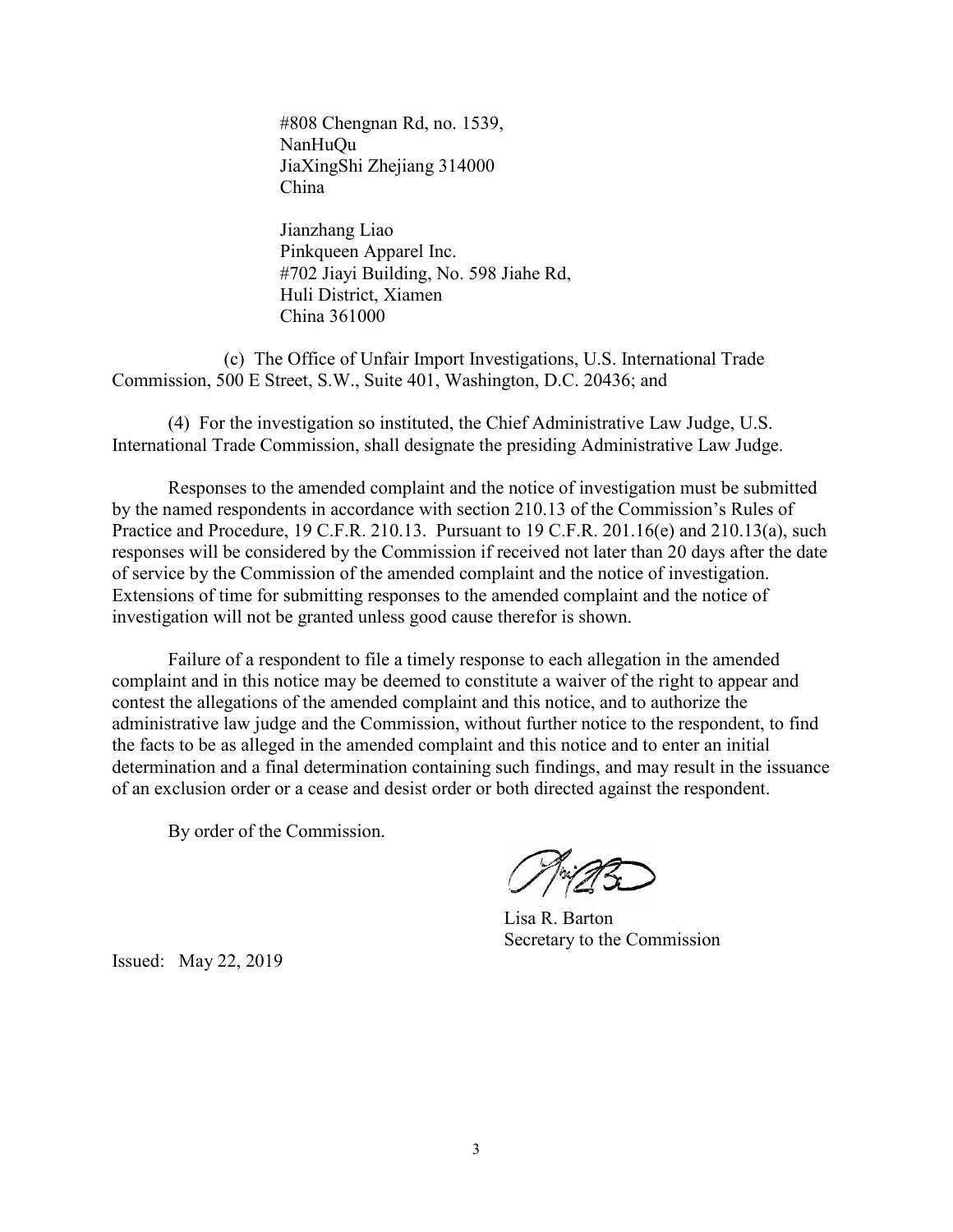#808 Chengnan Rd, no. 1539,
NanHuQu
JiaXingShi Zhejiang 314000
China

Jianzhang Liao
Pinkqueen Apparel Inc.
#702 Jiayi Building, No. 598 Jiahe Rd,
Huli District, Xiamen
China 361000

(c) The Office of Unfair Import Investigations, U.S. International Trade Commission, 500 E Street, S.W., Suite 401, Washington, D.C. 20436; and

(4) For the investigation so instituted, the Chief Administrative Law Judge, U.S. International Trade Commission, shall designate the presiding Administrative Law Judge.

Responses to the amended complaint and the notice of investigation must be submitted by the named respondents in accordance with section 210.13 of the Commission's Rules of Practice and Procedure, 19 C.F.R. 210.13. Pursuant to 19 C.F.R. 201.16(e) and 210.13(a), such responses will be considered by the Commission if received not later than 20 days after the date of service by the Commission of the amended complaint and the notice of investigation. Extensions of time for submitting responses to the amended complaint and the notice of investigation will not be granted unless good cause therefor is shown.

Failure of a respondent to file a timely response to each allegation in the amended complaint and in this notice may be deemed to constitute a waiver of the right to appear and contest the allegations of the amended complaint and this notice, and to authorize the administrative law judge and the Commission, without further notice to the respondent, to find the facts to be as alleged in the amended complaint and this notice and to enter an initial determination and a final determination containing such findings, and may result in the issuance of an exclusion order or a cease and desist order or both directed against the respondent.

By order of the Commission.

Lisa R. Barton
Secretary to the Commission

Issued: May 22, 2019